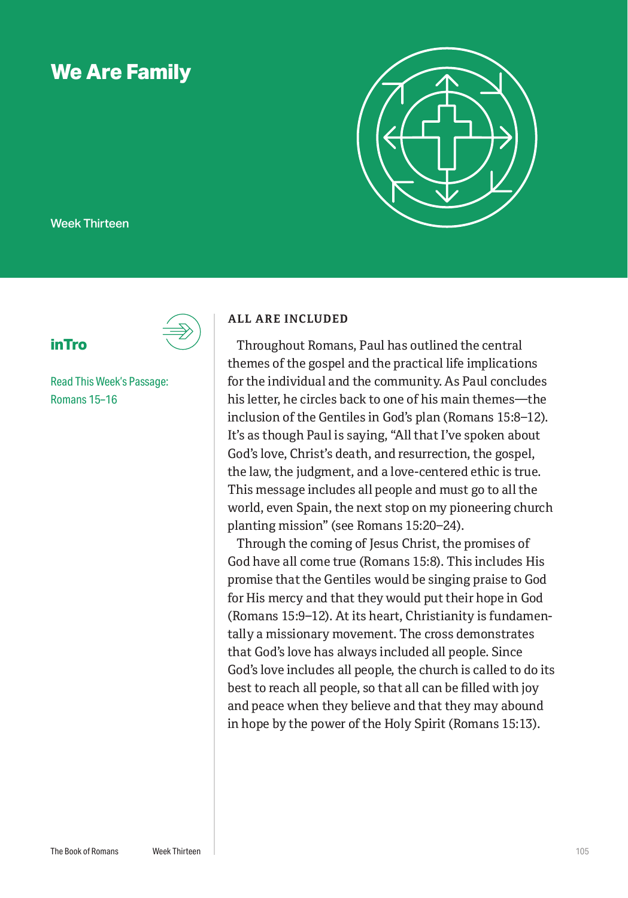# We Are Family

Week Thirteen

## inTro

Read This Week's Passage: Romans 15–16

### ALL ARE INCLUDED

Throughout Romans, Paul has outlined the central themes of the gospel and the practical life implications for the individual and the community. As Paul concludes his letter, he circles back to one of his main themes—the inclusion of the Gentiles in God's plan (Romans 15:8–12). It's as though Paul is saying, "All that I've spoken about God's love, Christ's death, and resurrection, the gospel, the law, the judgment, and a love-centered ethic is true. This message includes all people and must go to all the world, even Spain, the next stop on my pioneering church planting mission" (see Romans 15:20–24).

Through the coming of Jesus Christ, the promises of God have all come true (Romans 15:8). This includes His promise that the Gentiles would be singing praise to God for His mercy and that they would put their hope in God (Romans 15:9–12). At its heart, Christianity is fundamentally a missionary movement. The cross demonstrates that God's love has always included all people. Since God's love includes all people, the church is called to do its best to reach all people, so that all can be filled with joy and peace when they believe and that they may abound in hope by the power of the Holy Spirit (Romans 15:13).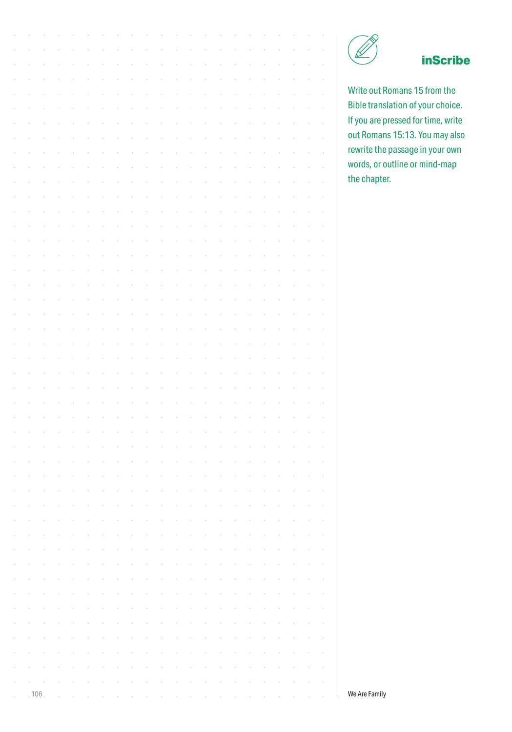## inScribe

Write out Romans 15 from the Bible translation of your choice. If you are pressed for time, write out Romans 15:13. You may also rewrite the passage in your own words, or outline or mind-map the chapter.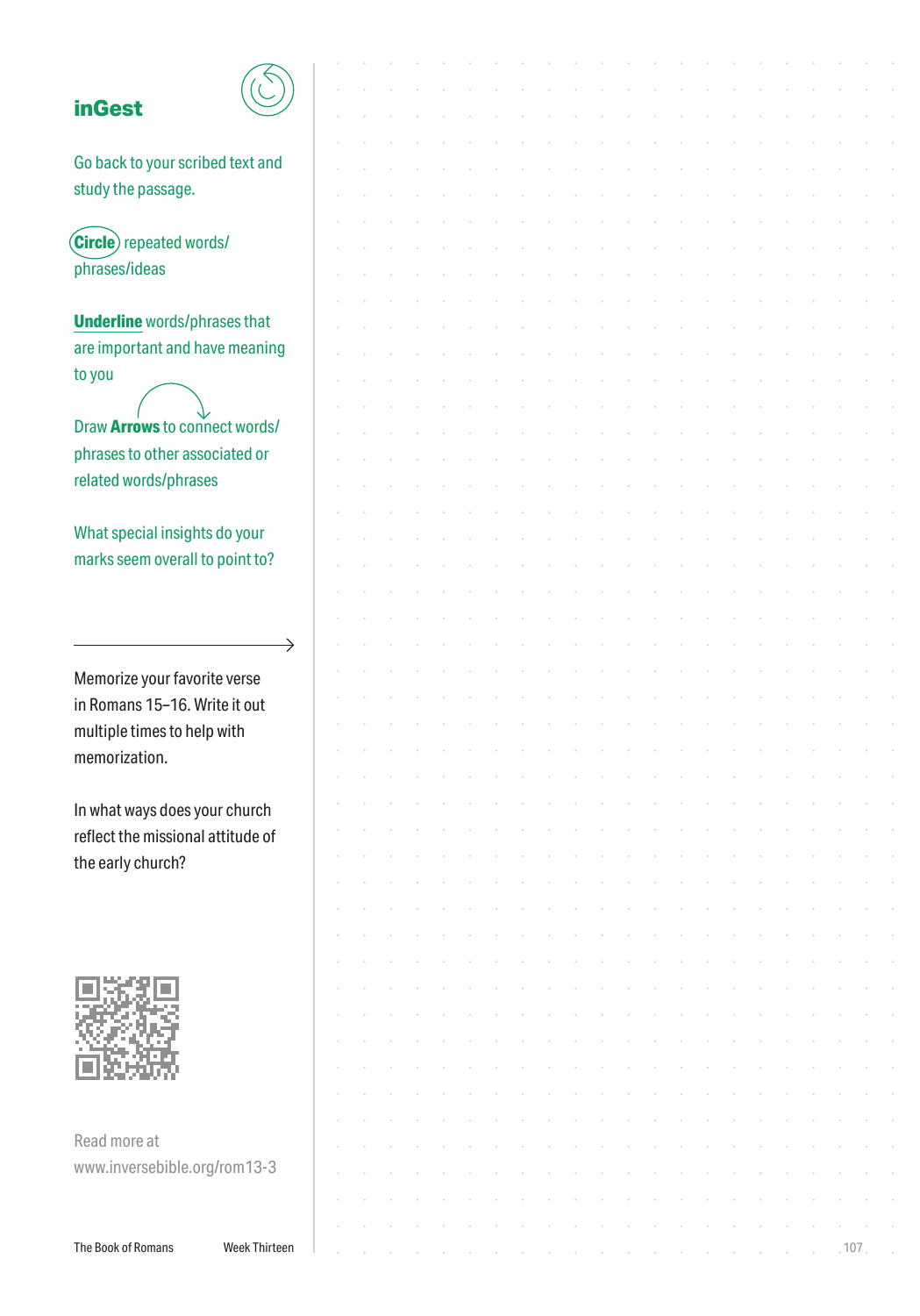## inGest

Go back to your scribed text and study the passage.

**Circle** repeated words/phrases/ideas

**Underline** words/phrases that are important and have meaning to you

Draw **Arrows** to connect words/phrases to other associated or related words/phrases

What special insights do your marks seem overall to point to?

Memorize your favorite verse in Romans 15–16. Write it out multiple times to help with memorization.

In what ways does your church reflect the missional attitude of the early church?

Read more at www.inversebible.org/rom13-3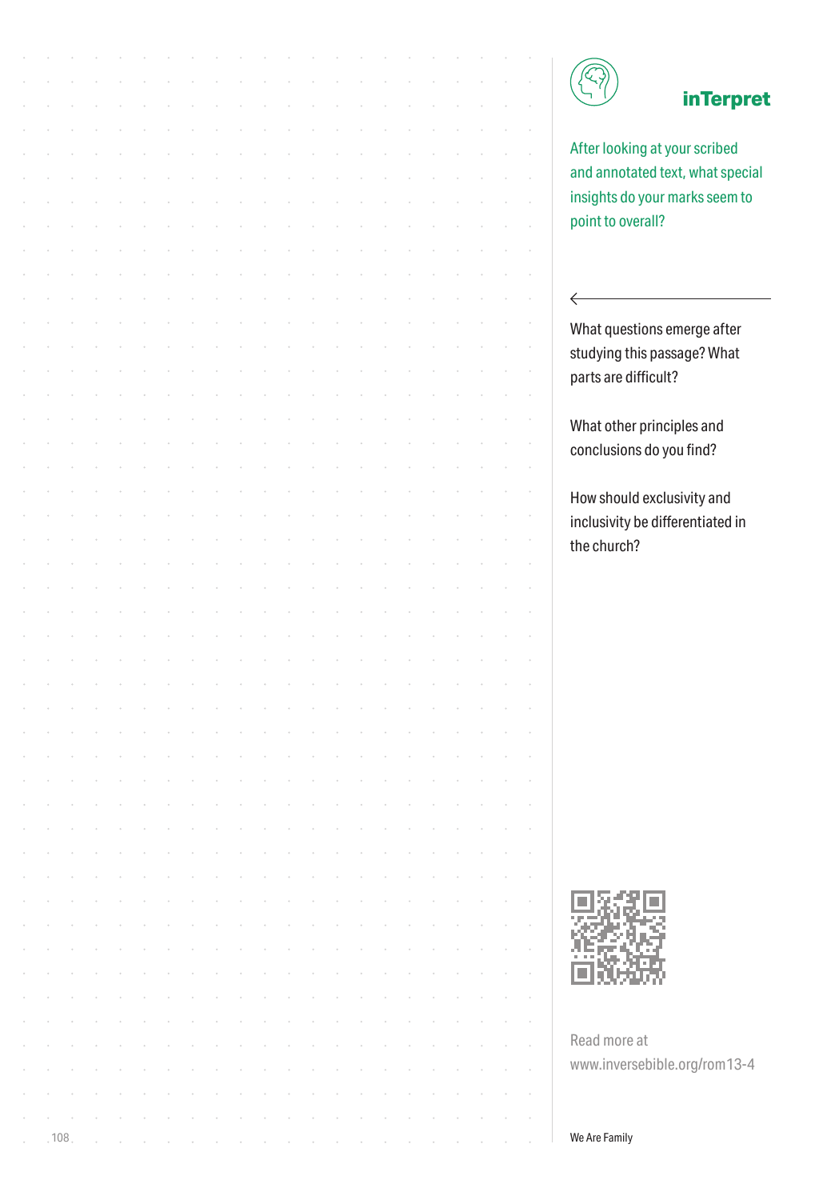## inTerpret

After looking at your scribed and annotated text, what special insights do your marks seem to point to overall?

What questions emerge after studying this passage? What parts are difficult?

What other principles and conclusions do you find?

How should exclusivity and inclusivity be differentiated in the church?

Read more at www.inversebible.org/rom13-4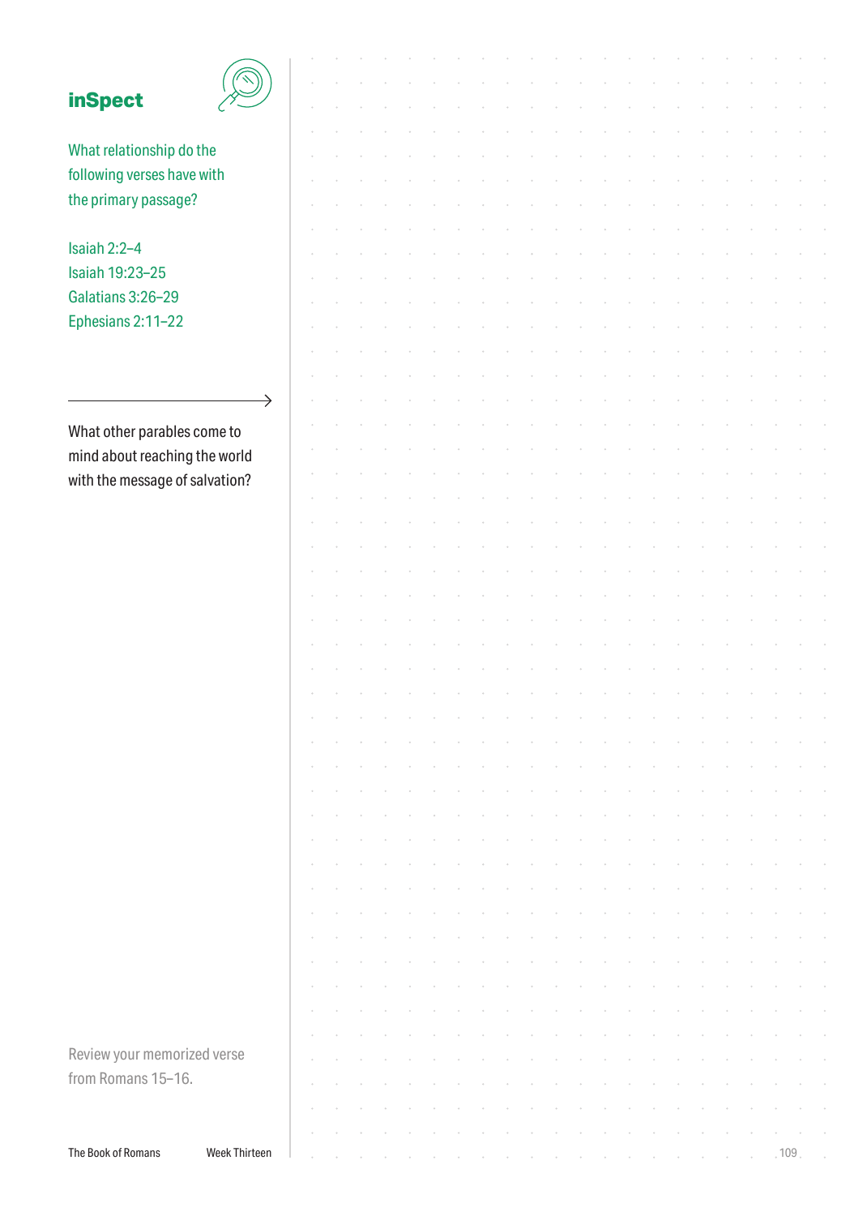## inSpect

What relationship do the following verses have with the primary passage?

Isaiah 2:2–4
Isaiah 19:23–25
Galatians 3:26–29
Ephesians 2:11–22

What other parables come to mind about reaching the world with the message of salvation?

Review your memorized verse from Romans 15–16.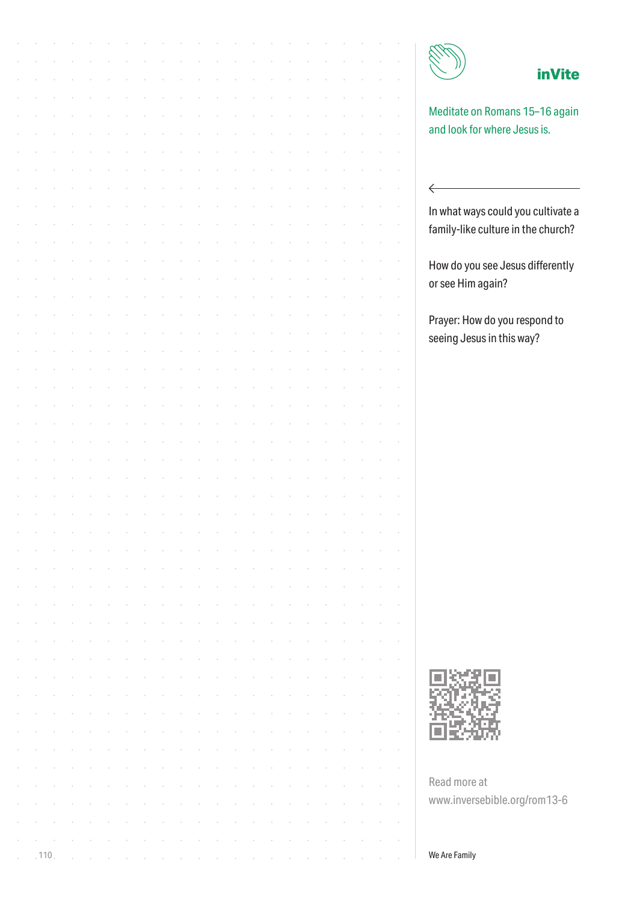## inVite

Meditate on Romans 15–16 again and look for where Jesus is.

In what ways could you cultivate a family-like culture in the church?

How do you see Jesus differently or see Him again?

Prayer: How do you respond to seeing Jesus in this way?

Read more at www.inversebible.org/rom13-6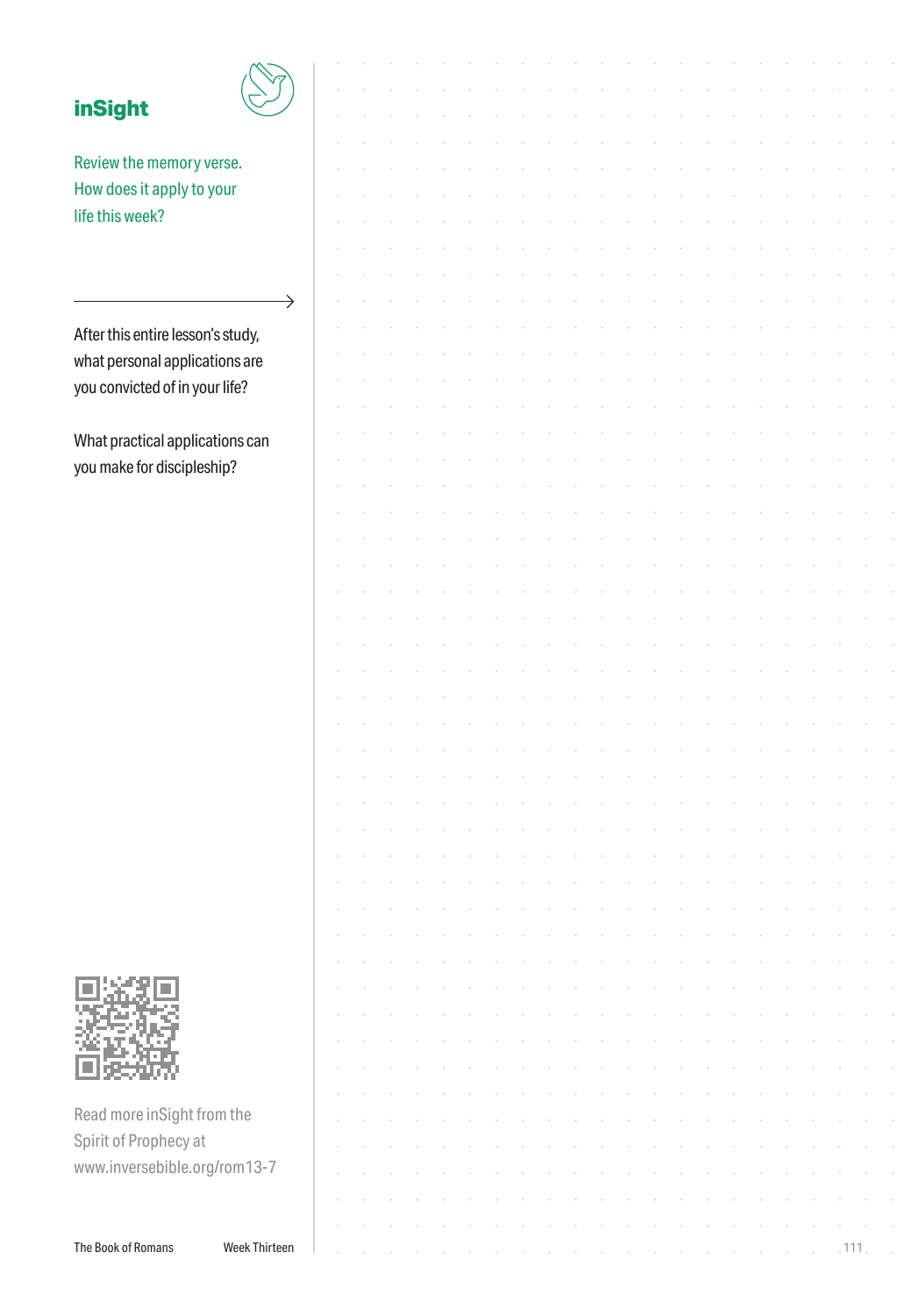## inSight

Review the memory verse. How does it apply to your life this week?

After this entire lesson's study, what personal applications are you convicted of in your life?

What practical applications can you make for discipleship?

Read more inSight from the Spirit of Prophecy at www.inversebible.org/rom13-7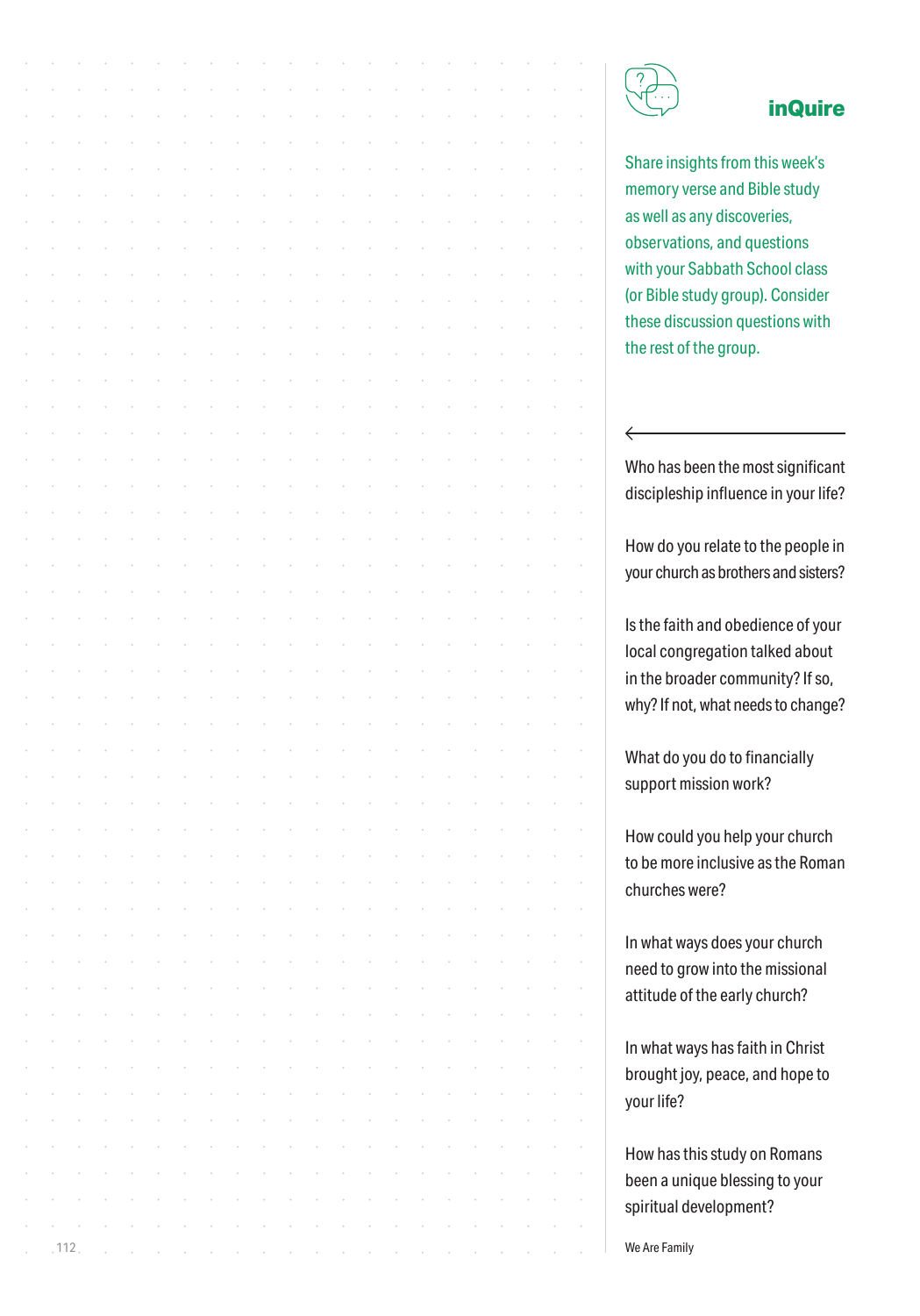## inQuire

Share insights from this week's memory verse and Bible study as well as any discoveries, observations, and questions with your Sabbath School class (or Bible study group). Consider these discussion questions with the rest of the group.

Who has been the most significant discipleship influence in your life?

How do you relate to the people in your church as brothers and sisters?

Is the faith and obedience of your local congregation talked about in the broader community? If so, why? If not, what needs to change?

What do you do to financially support mission work?

How could you help your church to be more inclusive as the Roman churches were?

In what ways does your church need to grow into the missional attitude of the early church?

In what ways has faith in Christ brought joy, peace, and hope to your life?

How has this study on Romans been a unique blessing to your spiritual development?